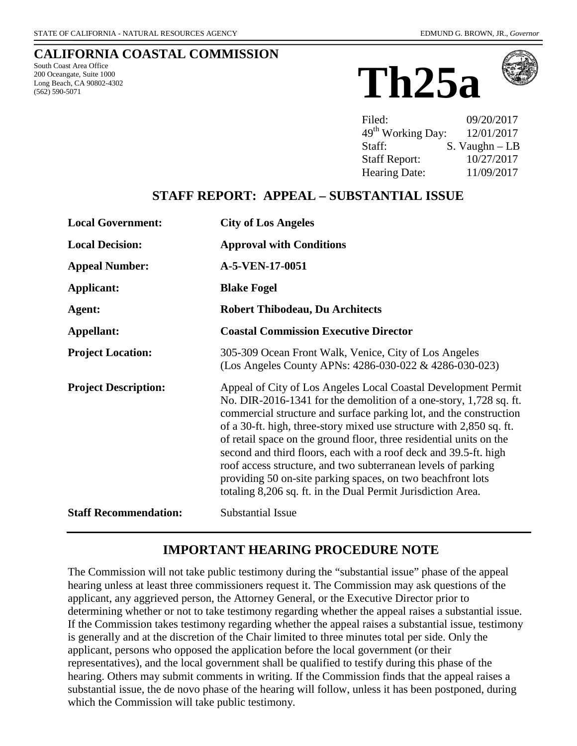STATE OF CALIFORNIA - NATURAL RESOURCES AGENCY EDMUND G. BROWN, JR., *Governor*

# CALIFORNIA COASTAL COMMISSION

South Coast Area Office
200 Oceangate, Suite 1000
Long Beach, CA 90802-4302
(562) 590-5071

# Th25a

| | |
|---|---|
| Filed: | 09/20/2017 |
| 49th Working Day: | 12/01/2017 |
| Staff: | S. Vaughn – LB |
| Staff Report: | 10/27/2017 |
| Hearing Date: | 11/09/2017 |

## STAFF REPORT: APPEAL – SUBSTANTIAL ISSUE

| | |
|---|---|
| **Local Government:** | **City of Los Angeles** |
| **Local Decision:** | **Approval with Conditions** |
| **Appeal Number:** | **A-5-VEN-17-0051** |
| **Applicant:** | **Blake Fogel** |
| **Agent:** | **Robert Thibodeau, Du Architects** |
| **Appellant:** | **Coastal Commission Executive Director** |
| **Project Location:** | 305-309 Ocean Front Walk, Venice, City of Los Angeles (Los Angeles County APNs: 4286-030-022 & 4286-030-023) |
| **Project Description:** | Appeal of City of Los Angeles Local Coastal Development Permit No. DIR-2016-1341 for the demolition of a one-story, 1,728 sq. ft. commercial structure and surface parking lot, and the construction of a 30-ft. high, three-story mixed use structure with 2,850 sq. ft. of retail space on the ground floor, three residential units on the second and third floors, each with a roof deck and 39.5-ft. high roof access structure, and two subterranean levels of parking providing 50 on-site parking spaces, on two beachfront lots totaling 8,206 sq. ft. in the Dual Permit Jurisdiction Area. |
| **Staff Recommendation:** | Substantial Issue |

## IMPORTANT HEARING PROCEDURE NOTE

The Commission will not take public testimony during the "substantial issue" phase of the appeal hearing unless at least three commissioners request it. The Commission may ask questions of the applicant, any aggrieved person, the Attorney General, or the Executive Director prior to determining whether or not to take testimony regarding whether the appeal raises a substantial issue. If the Commission takes testimony regarding whether the appeal raises a substantial issue, testimony is generally and at the discretion of the Chair limited to three minutes total per side. Only the applicant, persons who opposed the application before the local government (or their representatives), and the local government shall be qualified to testify during this phase of the hearing. Others may submit comments in writing. If the Commission finds that the appeal raises a substantial issue, the de novo phase of the hearing will follow, unless it has been postponed, during which the Commission will take public testimony.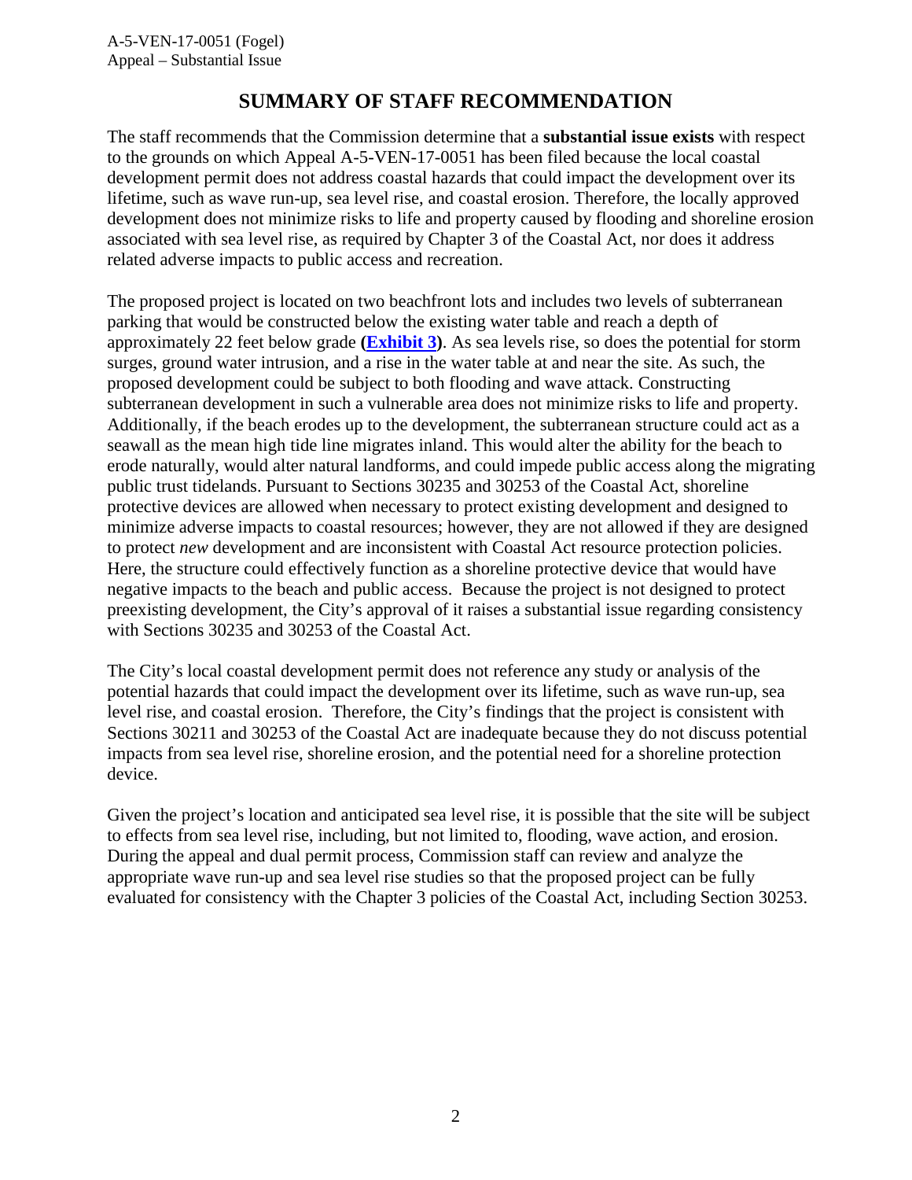## SUMMARY OF STAFF RECOMMENDATION

The staff recommends that the Commission determine that a **substantial issue exists** with respect to the grounds on which Appeal A-5-VEN-17-0051 has been filed because the local coastal development permit does not address coastal hazards that could impact the development over its lifetime, such as wave run-up, sea level rise, and coastal erosion. Therefore, the locally approved development does not minimize risks to life and property caused by flooding and shoreline erosion associated with sea level rise, as required by Chapter 3 of the Coastal Act, nor does it address related adverse impacts to public access and recreation.

The proposed project is located on two beachfront lots and includes two levels of subterranean parking that would be constructed below the existing water table and reach a depth of approximately 22 feet below grade **(Exhibit 3)**. As sea levels rise, so does the potential for storm surges, ground water intrusion, and a rise in the water table at and near the site. As such, the proposed development could be subject to both flooding and wave attack. Constructing subterranean development in such a vulnerable area does not minimize risks to life and property. Additionally, if the beach erodes up to the development, the subterranean structure could act as a seawall as the mean high tide line migrates inland. This would alter the ability for the beach to erode naturally, would alter natural landforms, and could impede public access along the migrating public trust tidelands. Pursuant to Sections 30235 and 30253 of the Coastal Act, shoreline protective devices are allowed when necessary to protect existing development and designed to minimize adverse impacts to coastal resources; however, they are not allowed if they are designed to protect *new* development and are inconsistent with Coastal Act resource protection policies. Here, the structure could effectively function as a shoreline protective device that would have negative impacts to the beach and public access. Because the project is not designed to protect preexisting development, the City's approval of it raises a substantial issue regarding consistency with Sections 30235 and 30253 of the Coastal Act.

The City's local coastal development permit does not reference any study or analysis of the potential hazards that could impact the development over its lifetime, such as wave run-up, sea level rise, and coastal erosion. Therefore, the City's findings that the project is consistent with Sections 30211 and 30253 of the Coastal Act are inadequate because they do not discuss potential impacts from sea level rise, shoreline erosion, and the potential need for a shoreline protection device.

Given the project's location and anticipated sea level rise, it is possible that the site will be subject to effects from sea level rise, including, but not limited to, flooding, wave action, and erosion. During the appeal and dual permit process, Commission staff can review and analyze the appropriate wave run-up and sea level rise studies so that the proposed project can be fully evaluated for consistency with the Chapter 3 policies of the Coastal Act, including Section 30253.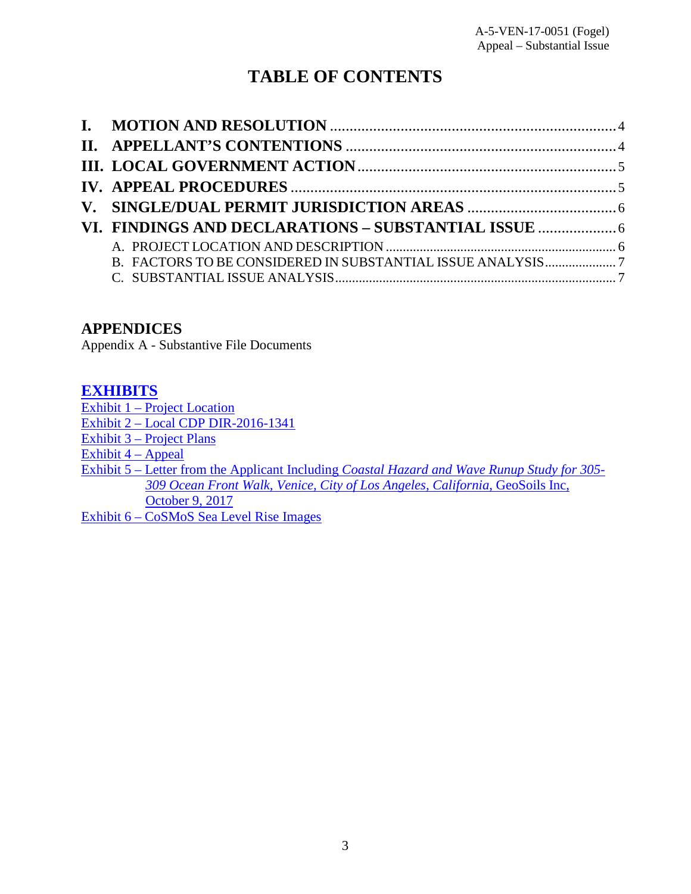# TABLE OF CONTENTS

**I. MOTION AND RESOLUTION** ........................................ 4
**II. APPELLANT'S CONTENTIONS** ........................................ 4
**III. LOCAL GOVERNMENT ACTION** ........................................ 5
**IV. APPEAL PROCEDURES** ........................................ 5
**V. SINGLE/DUAL PERMIT JURISDICTION AREAS** ........................................ 6
**VI. FINDINGS AND DECLARATIONS – SUBSTANTIAL ISSUE** ........................................ 6

- A. PROJECT LOCATION AND DESCRIPTION ........................................ 6
- B. FACTORS TO BE CONSIDERED IN SUBSTANTIAL ISSUE ANALYSIS ........................................ 7
- C. SUBSTANTIAL ISSUE ANALYSIS ........................................ 7

## APPENDICES

Appendix A - Substantive File Documents

## EXHIBITS

Exhibit 1 – Project Location
Exhibit 2 – Local CDP DIR-2016-1341
Exhibit 3 – Project Plans
Exhibit 4 – Appeal
Exhibit 5 – Letter from the Applicant Including *Coastal Hazard and Wave Runup Study for 305-309 Ocean Front Walk, Venice, City of Los Angeles, California*, GeoSoils Inc, October 9, 2017
Exhibit 6 – CoSMoS Sea Level Rise Images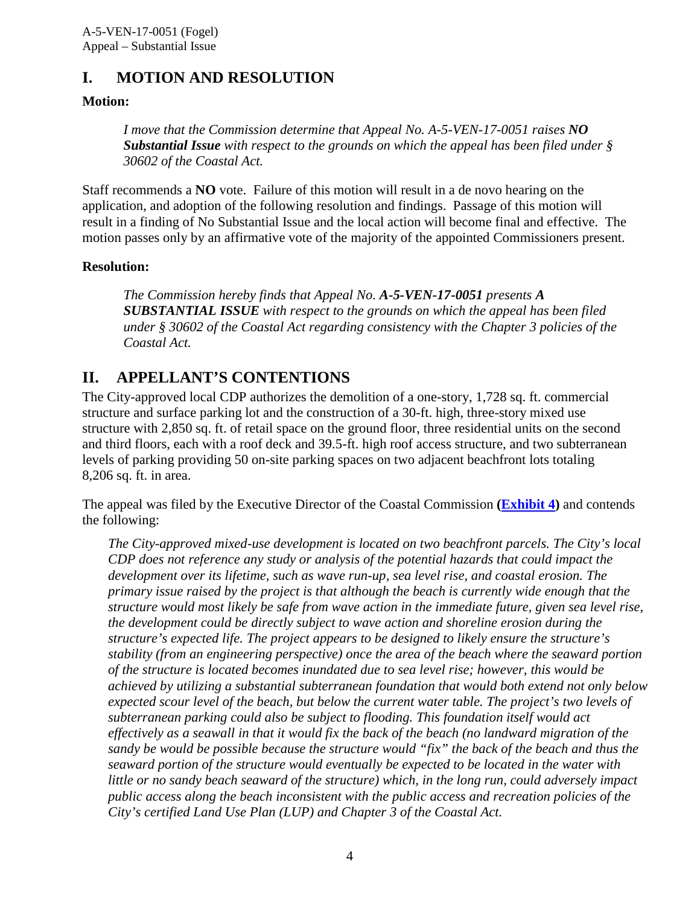## I. MOTION AND RESOLUTION

**Motion:**

> *I move that the Commission determine that Appeal No. A-5-VEN-17-0051 raises **NO Substantial Issue** with respect to the grounds on which the appeal has been filed under § 30602 of the Coastal Act.*

Staff recommends a **NO** vote. Failure of this motion will result in a de novo hearing on the application, and adoption of the following resolution and findings. Passage of this motion will result in a finding of No Substantial Issue and the local action will become final and effective. The motion passes only by an affirmative vote of the majority of the appointed Commissioners present.

**Resolution:**

> *The Commission hereby finds that Appeal No. **A-5-VEN-17-0051** presents **A SUBSTANTIAL ISSUE** with respect to the grounds on which the appeal has been filed under § 30602 of the Coastal Act regarding consistency with the Chapter 3 policies of the Coastal Act.*

## II. APPELLANT'S CONTENTIONS

The City-approved local CDP authorizes the demolition of a one-story, 1,728 sq. ft. commercial structure and surface parking lot and the construction of a 30-ft. high, three-story mixed use structure with 2,850 sq. ft. of retail space on the ground floor, three residential units on the second and third floors, each with a roof deck and 39.5-ft. high roof access structure, and two subterranean levels of parking providing 50 on-site parking spaces on two adjacent beachfront lots totaling 8,206 sq. ft. in area.

The appeal was filed by the Executive Director of the Coastal Commission **(Exhibit 4)** and contends the following:

> *The City-approved mixed-use development is located on two beachfront parcels. The City's local CDP does not reference any study or analysis of the potential hazards that could impact the development over its lifetime, such as wave run-up, sea level rise, and coastal erosion. The primary issue raised by the project is that although the beach is currently wide enough that the structure would most likely be safe from wave action in the immediate future, given sea level rise, the development could be directly subject to wave action and shoreline erosion during the structure's expected life. The project appears to be designed to likely ensure the structure's stability (from an engineering perspective) once the area of the beach where the seaward portion of the structure is located becomes inundated due to sea level rise; however, this would be achieved by utilizing a substantial subterranean foundation that would both extend not only below expected scour level of the beach, but below the current water table. The project's two levels of subterranean parking could also be subject to flooding. This foundation itself would act effectively as a seawall in that it would fix the back of the beach (no landward migration of the sandy be would be possible because the structure would "fix" the back of the beach and thus the seaward portion of the structure would eventually be expected to be located in the water with little or no sandy beach seaward of the structure) which, in the long run, could adversely impact public access along the beach inconsistent with the public access and recreation policies of the City's certified Land Use Plan (LUP) and Chapter 3 of the Coastal Act.*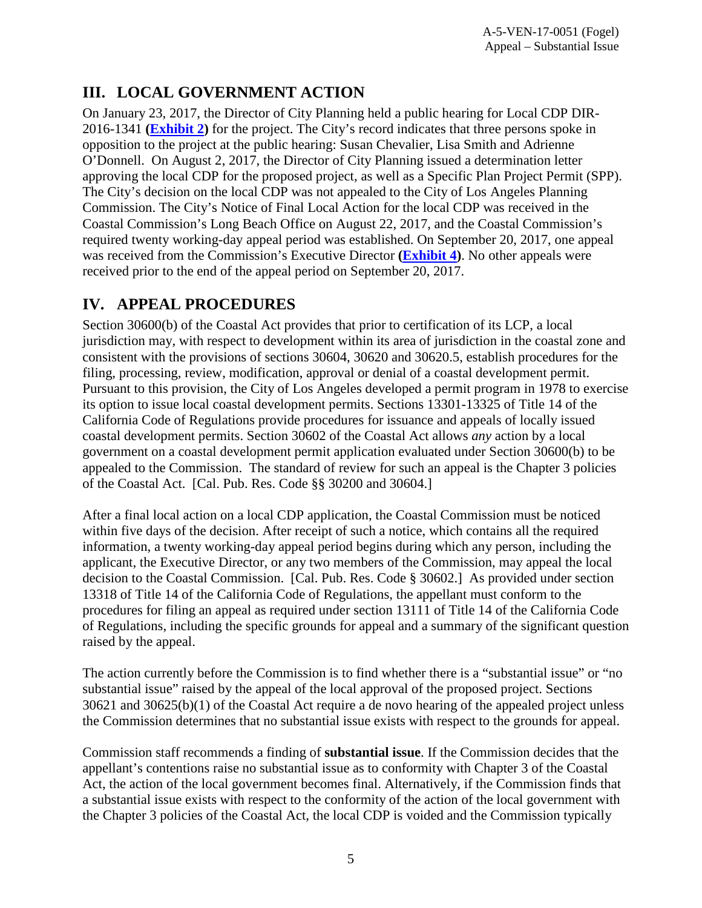## III. LOCAL GOVERNMENT ACTION

On January 23, 2017, the Director of City Planning held a public hearing for Local CDP DIR-2016-1341 **(Exhibit 2)** for the project. The City's record indicates that three persons spoke in opposition to the project at the public hearing: Susan Chevalier, Lisa Smith and Adrienne O'Donnell. On August 2, 2017, the Director of City Planning issued a determination letter approving the local CDP for the proposed project, as well as a Specific Plan Project Permit (SPP). The City's decision on the local CDP was not appealed to the City of Los Angeles Planning Commission. The City's Notice of Final Local Action for the local CDP was received in the Coastal Commission's Long Beach Office on August 22, 2017, and the Coastal Commission's required twenty working-day appeal period was established. On September 20, 2017, one appeal was received from the Commission's Executive Director **(Exhibit 4)**. No other appeals were received prior to the end of the appeal period on September 20, 2017.

## IV. APPEAL PROCEDURES

Section 30600(b) of the Coastal Act provides that prior to certification of its LCP, a local jurisdiction may, with respect to development within its area of jurisdiction in the coastal zone and consistent with the provisions of sections 30604, 30620 and 30620.5, establish procedures for the filing, processing, review, modification, approval or denial of a coastal development permit. Pursuant to this provision, the City of Los Angeles developed a permit program in 1978 to exercise its option to issue local coastal development permits. Sections 13301-13325 of Title 14 of the California Code of Regulations provide procedures for issuance and appeals of locally issued coastal development permits. Section 30602 of the Coastal Act allows *any* action by a local government on a coastal development permit application evaluated under Section 30600(b) to be appealed to the Commission. The standard of review for such an appeal is the Chapter 3 policies of the Coastal Act. [Cal. Pub. Res. Code §§ 30200 and 30604.]

After a final local action on a local CDP application, the Coastal Commission must be noticed within five days of the decision. After receipt of such a notice, which contains all the required information, a twenty working-day appeal period begins during which any person, including the applicant, the Executive Director, or any two members of the Commission, may appeal the local decision to the Coastal Commission. [Cal. Pub. Res. Code § 30602.] As provided under section 13318 of Title 14 of the California Code of Regulations, the appellant must conform to the procedures for filing an appeal as required under section 13111 of Title 14 of the California Code of Regulations, including the specific grounds for appeal and a summary of the significant question raised by the appeal.

The action currently before the Commission is to find whether there is a "substantial issue" or "no substantial issue" raised by the appeal of the local approval of the proposed project. Sections 30621 and 30625(b)(1) of the Coastal Act require a de novo hearing of the appealed project unless the Commission determines that no substantial issue exists with respect to the grounds for appeal.

Commission staff recommends a finding of **substantial issue**. If the Commission decides that the appellant's contentions raise no substantial issue as to conformity with Chapter 3 of the Coastal Act, the action of the local government becomes final. Alternatively, if the Commission finds that a substantial issue exists with respect to the conformity of the action of the local government with the Chapter 3 policies of the Coastal Act, the local CDP is voided and the Commission typically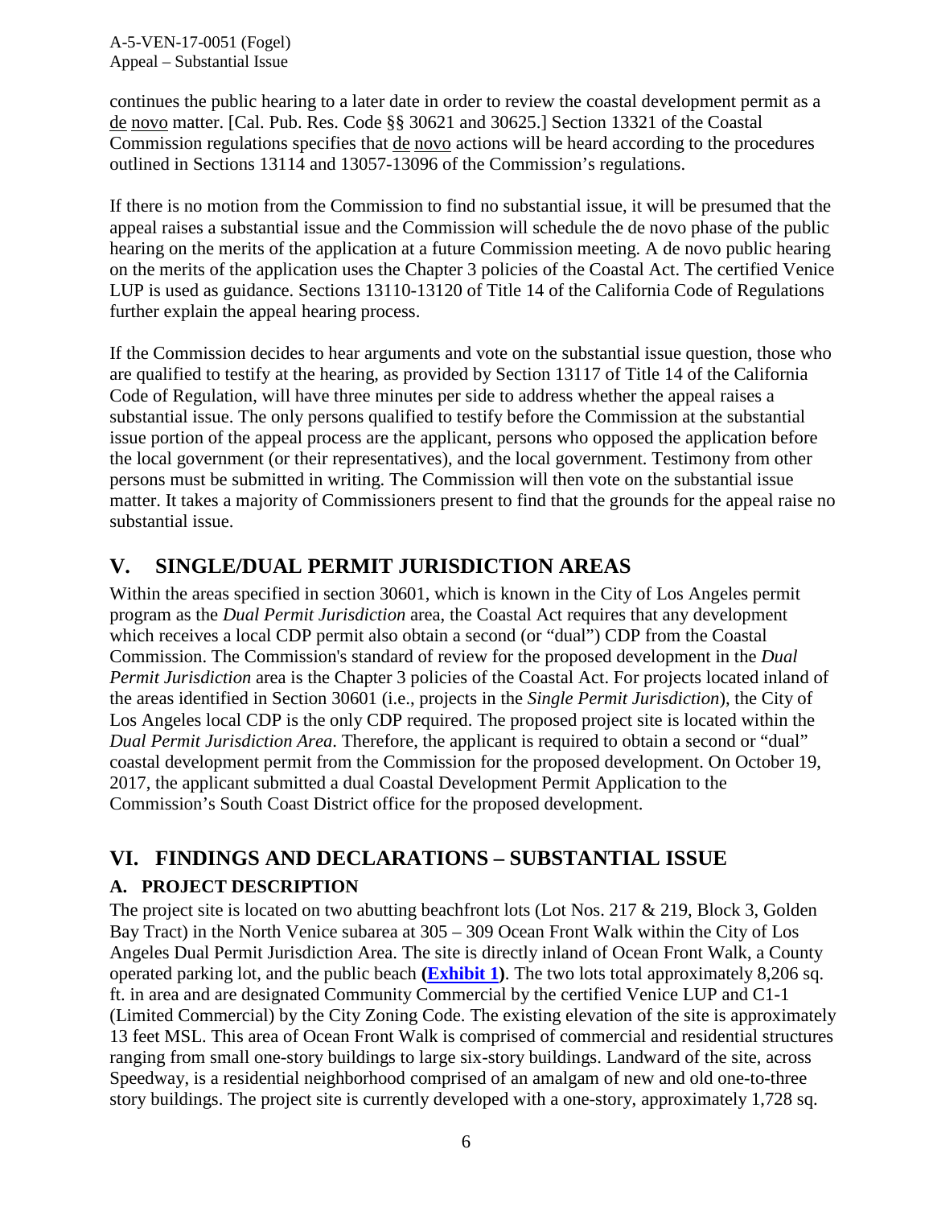continues the public hearing to a later date in order to review the coastal development permit as a de novo matter. [Cal. Pub. Res. Code §§ 30621 and 30625.] Section 13321 of the Coastal Commission regulations specifies that de novo actions will be heard according to the procedures outlined in Sections 13114 and 13057-13096 of the Commission's regulations.

If there is no motion from the Commission to find no substantial issue, it will be presumed that the appeal raises a substantial issue and the Commission will schedule the de novo phase of the public hearing on the merits of the application at a future Commission meeting. A de novo public hearing on the merits of the application uses the Chapter 3 policies of the Coastal Act. The certified Venice LUP is used as guidance. Sections 13110-13120 of Title 14 of the California Code of Regulations further explain the appeal hearing process.

If the Commission decides to hear arguments and vote on the substantial issue question, those who are qualified to testify at the hearing, as provided by Section 13117 of Title 14 of the California Code of Regulation, will have three minutes per side to address whether the appeal raises a substantial issue. The only persons qualified to testify before the Commission at the substantial issue portion of the appeal process are the applicant, persons who opposed the application before the local government (or their representatives), and the local government. Testimony from other persons must be submitted in writing. The Commission will then vote on the substantial issue matter. It takes a majority of Commissioners present to find that the grounds for the appeal raise no substantial issue.

## V. SINGLE/DUAL PERMIT JURISDICTION AREAS

Within the areas specified in section 30601, which is known in the City of Los Angeles permit program as the *Dual Permit Jurisdiction* area, the Coastal Act requires that any development which receives a local CDP permit also obtain a second (or "dual") CDP from the Coastal Commission. The Commission's standard of review for the proposed development in the *Dual Permit Jurisdiction* area is the Chapter 3 policies of the Coastal Act. For projects located inland of the areas identified in Section 30601 (i.e., projects in the *Single Permit Jurisdiction*), the City of Los Angeles local CDP is the only CDP required. The proposed project site is located within the *Dual Permit Jurisdiction Area*. Therefore, the applicant is required to obtain a second or "dual" coastal development permit from the Commission for the proposed development. On October 19, 2017, the applicant submitted a dual Coastal Development Permit Application to the Commission's South Coast District office for the proposed development.

## VI. FINDINGS AND DECLARATIONS – SUBSTANTIAL ISSUE

### A. PROJECT DESCRIPTION

The project site is located on two abutting beachfront lots (Lot Nos. 217 & 219, Block 3, Golden Bay Tract) in the North Venice subarea at 305 – 309 Ocean Front Walk within the City of Los Angeles Dual Permit Jurisdiction Area. The site is directly inland of Ocean Front Walk, a County operated parking lot, and the public beach **(Exhibit 1)**. The two lots total approximately 8,206 sq. ft. in area and are designated Community Commercial by the certified Venice LUP and C1-1 (Limited Commercial) by the City Zoning Code. The existing elevation of the site is approximately 13 feet MSL. This area of Ocean Front Walk is comprised of commercial and residential structures ranging from small one-story buildings to large six-story buildings. Landward of the site, across Speedway, is a residential neighborhood comprised of an amalgam of new and old one-to-three story buildings. The project site is currently developed with a one-story, approximately 1,728 sq.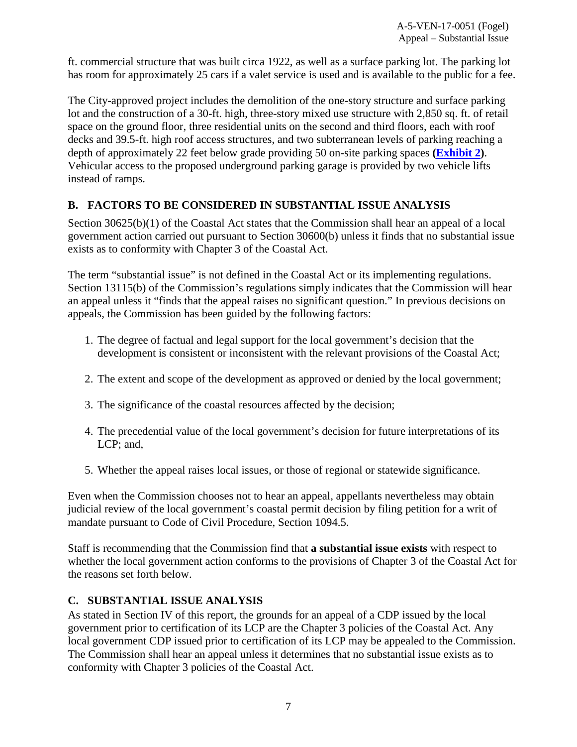ft. commercial structure that was built circa 1922, as well as a surface parking lot. The parking lot has room for approximately 25 cars if a valet service is used and is available to the public for a fee.

The City-approved project includes the demolition of the one-story structure and surface parking lot and the construction of a 30-ft. high, three-story mixed use structure with 2,850 sq. ft. of retail space on the ground floor, three residential units on the second and third floors, each with roof decks and 39.5-ft. high roof access structures, and two subterranean levels of parking reaching a depth of approximately 22 feet below grade providing 50 on-site parking spaces **(Exhibit 2)**. Vehicular access to the proposed underground parking garage is provided by two vehicle lifts instead of ramps.

## B. FACTORS TO BE CONSIDERED IN SUBSTANTIAL ISSUE ANALYSIS

Section 30625(b)(1) of the Coastal Act states that the Commission shall hear an appeal of a local government action carried out pursuant to Section 30600(b) unless it finds that no substantial issue exists as to conformity with Chapter 3 of the Coastal Act.

The term "substantial issue" is not defined in the Coastal Act or its implementing regulations. Section 13115(b) of the Commission's regulations simply indicates that the Commission will hear an appeal unless it "finds that the appeal raises no significant question." In previous decisions on appeals, the Commission has been guided by the following factors:

1. The degree of factual and legal support for the local government's decision that the development is consistent or inconsistent with the relevant provisions of the Coastal Act;

2. The extent and scope of the development as approved or denied by the local government;

3. The significance of the coastal resources affected by the decision;

4. The precedential value of the local government's decision for future interpretations of its LCP; and,

5. Whether the appeal raises local issues, or those of regional or statewide significance.

Even when the Commission chooses not to hear an appeal, appellants nevertheless may obtain judicial review of the local government's coastal permit decision by filing petition for a writ of mandate pursuant to Code of Civil Procedure, Section 1094.5.

Staff is recommending that the Commission find that **a substantial issue exists** with respect to whether the local government action conforms to the provisions of Chapter 3 of the Coastal Act for the reasons set forth below.

## C. SUBSTANTIAL ISSUE ANALYSIS

As stated in Section IV of this report, the grounds for an appeal of a CDP issued by the local government prior to certification of its LCP are the Chapter 3 policies of the Coastal Act. Any local government CDP issued prior to certification of its LCP may be appealed to the Commission. The Commission shall hear an appeal unless it determines that no substantial issue exists as to conformity with Chapter 3 policies of the Coastal Act.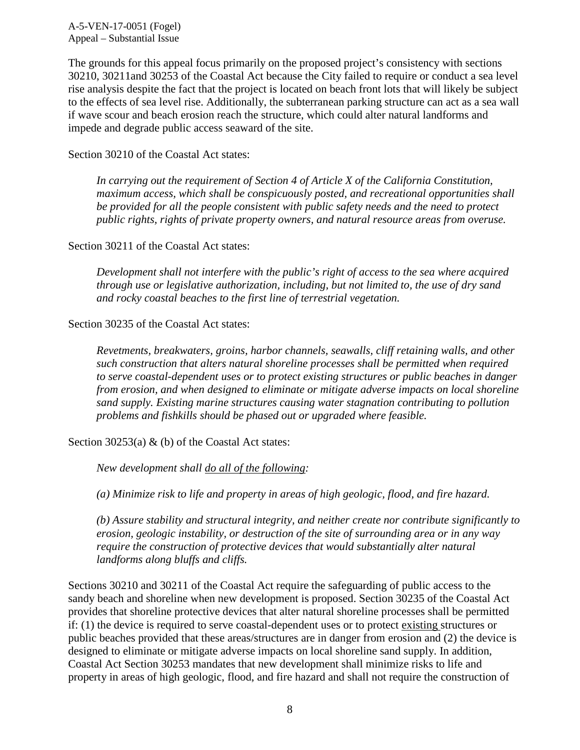The grounds for this appeal focus primarily on the proposed project's consistency with sections 30210, 30211and 30253 of the Coastal Act because the City failed to require or conduct a sea level rise analysis despite the fact that the project is located on beach front lots that will likely be subject to the effects of sea level rise. Additionally, the subterranean parking structure can act as a sea wall if wave scour and beach erosion reach the structure, which could alter natural landforms and impede and degrade public access seaward of the site.

Section 30210 of the Coastal Act states:

> *In carrying out the requirement of Section 4 of Article X of the California Constitution, maximum access, which shall be conspicuously posted, and recreational opportunities shall be provided for all the people consistent with public safety needs and the need to protect public rights, rights of private property owners, and natural resource areas from overuse.*

Section 30211 of the Coastal Act states:

> *Development shall not interfere with the public's right of access to the sea where acquired through use or legislative authorization, including, but not limited to, the use of dry sand and rocky coastal beaches to the first line of terrestrial vegetation.*

Section 30235 of the Coastal Act states:

> *Revetments, breakwaters, groins, harbor channels, seawalls, cliff retaining walls, and other such construction that alters natural shoreline processes shall be permitted when required to serve coastal-dependent uses or to protect existing structures or public beaches in danger from erosion, and when designed to eliminate or mitigate adverse impacts on local shoreline sand supply. Existing marine structures causing water stagnation contributing to pollution problems and fishkills should be phased out or upgraded where feasible.*

Section 30253(a) & (b) of the Coastal Act states:

> *New development shall <u>do all of the following</u>:*
>
> *(a) Minimize risk to life and property in areas of high geologic, flood, and fire hazard.*
>
> *(b) Assure stability and structural integrity, and neither create nor contribute significantly to erosion, geologic instability, or destruction of the site of surrounding area or in any way require the construction of protective devices that would substantially alter natural landforms along bluffs and cliffs.*

Sections 30210 and 30211 of the Coastal Act require the safeguarding of public access to the sandy beach and shoreline when new development is proposed. Section 30235 of the Coastal Act provides that shoreline protective devices that alter natural shoreline processes shall be permitted if: (1) the device is required to serve coastal-dependent uses or to protect <u>existing</u> structures or public beaches provided that these areas/structures are in danger from erosion and (2) the device is designed to eliminate or mitigate adverse impacts on local shoreline sand supply. In addition, Coastal Act Section 30253 mandates that new development shall minimize risks to life and property in areas of high geologic, flood, and fire hazard and shall not require the construction of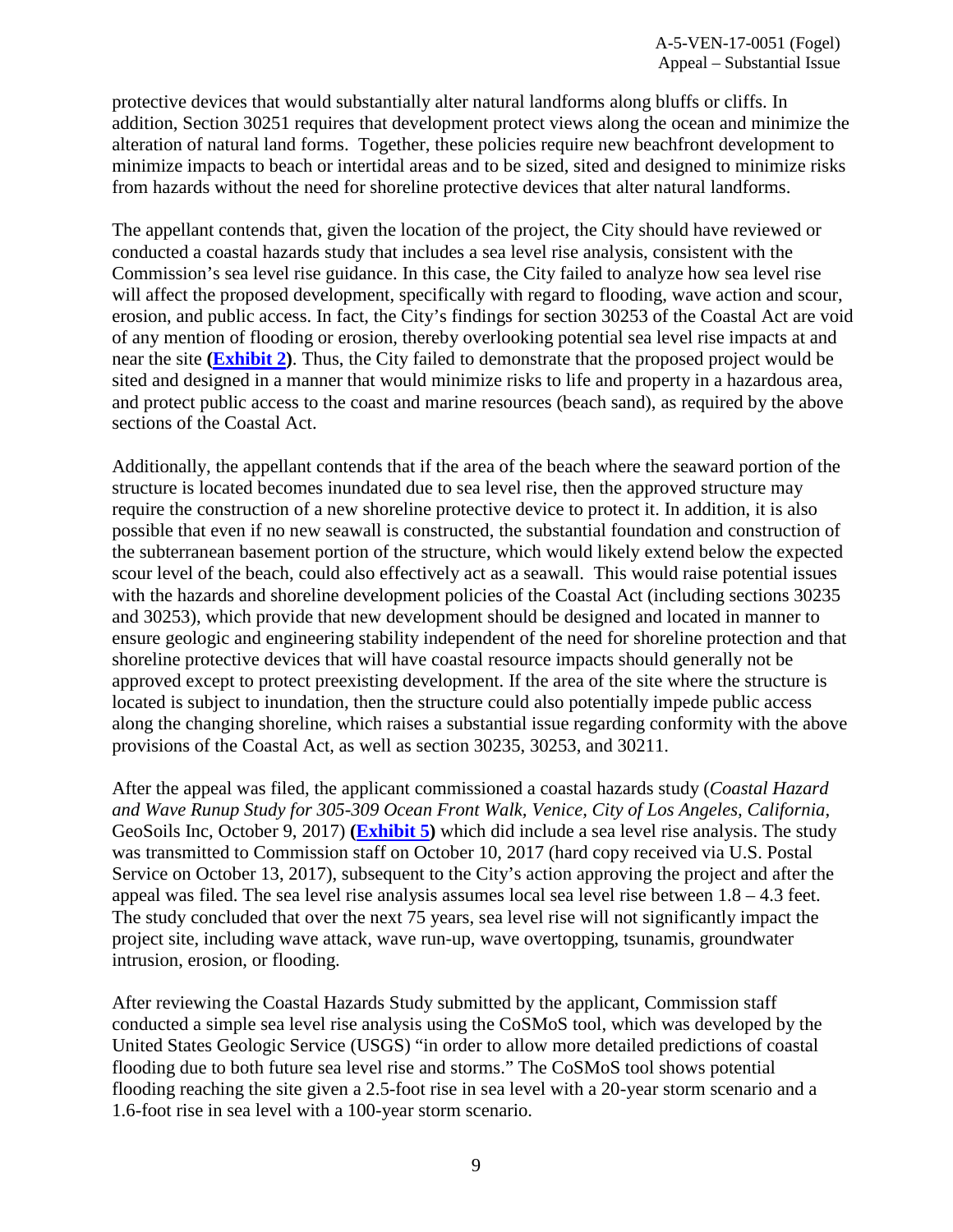protective devices that would substantially alter natural landforms along bluffs or cliffs. In addition, Section 30251 requires that development protect views along the ocean and minimize the alteration of natural land forms. Together, these policies require new beachfront development to minimize impacts to beach or intertidal areas and to be sized, sited and designed to minimize risks from hazards without the need for shoreline protective devices that alter natural landforms.

The appellant contends that, given the location of the project, the City should have reviewed or conducted a coastal hazards study that includes a sea level rise analysis, consistent with the Commission's sea level rise guidance. In this case, the City failed to analyze how sea level rise will affect the proposed development, specifically with regard to flooding, wave action and scour, erosion, and public access. In fact, the City's findings for section 30253 of the Coastal Act are void of any mention of flooding or erosion, thereby overlooking potential sea level rise impacts at and near the site **(Exhibit 2)**. Thus, the City failed to demonstrate that the proposed project would be sited and designed in a manner that would minimize risks to life and property in a hazardous area, and protect public access to the coast and marine resources (beach sand), as required by the above sections of the Coastal Act.

Additionally, the appellant contends that if the area of the beach where the seaward portion of the structure is located becomes inundated due to sea level rise, then the approved structure may require the construction of a new shoreline protective device to protect it. In addition, it is also possible that even if no new seawall is constructed, the substantial foundation and construction of the subterranean basement portion of the structure, which would likely extend below the expected scour level of the beach, could also effectively act as a seawall. This would raise potential issues with the hazards and shoreline development policies of the Coastal Act (including sections 30235 and 30253), which provide that new development should be designed and located in manner to ensure geologic and engineering stability independent of the need for shoreline protection and that shoreline protective devices that will have coastal resource impacts should generally not be approved except to protect preexisting development. If the area of the site where the structure is located is subject to inundation, then the structure could also potentially impede public access along the changing shoreline, which raises a substantial issue regarding conformity with the above provisions of the Coastal Act, as well as section 30235, 30253, and 30211.

After the appeal was filed, the applicant commissioned a coastal hazards study (*Coastal Hazard and Wave Runup Study for 305-309 Ocean Front Walk, Venice, City of Los Angeles, California*, GeoSoils Inc, October 9, 2017) **(Exhibit 5)** which did include a sea level rise analysis. The study was transmitted to Commission staff on October 10, 2017 (hard copy received via U.S. Postal Service on October 13, 2017), subsequent to the City's action approving the project and after the appeal was filed. The sea level rise analysis assumes local sea level rise between 1.8 – 4.3 feet. The study concluded that over the next 75 years, sea level rise will not significantly impact the project site, including wave attack, wave run-up, wave overtopping, tsunamis, groundwater intrusion, erosion, or flooding.

After reviewing the Coastal Hazards Study submitted by the applicant, Commission staff conducted a simple sea level rise analysis using the CoSMoS tool, which was developed by the United States Geologic Service (USGS) "in order to allow more detailed predictions of coastal flooding due to both future sea level rise and storms." The CoSMoS tool shows potential flooding reaching the site given a 2.5-foot rise in sea level with a 20-year storm scenario and a 1.6-foot rise in sea level with a 100-year storm scenario.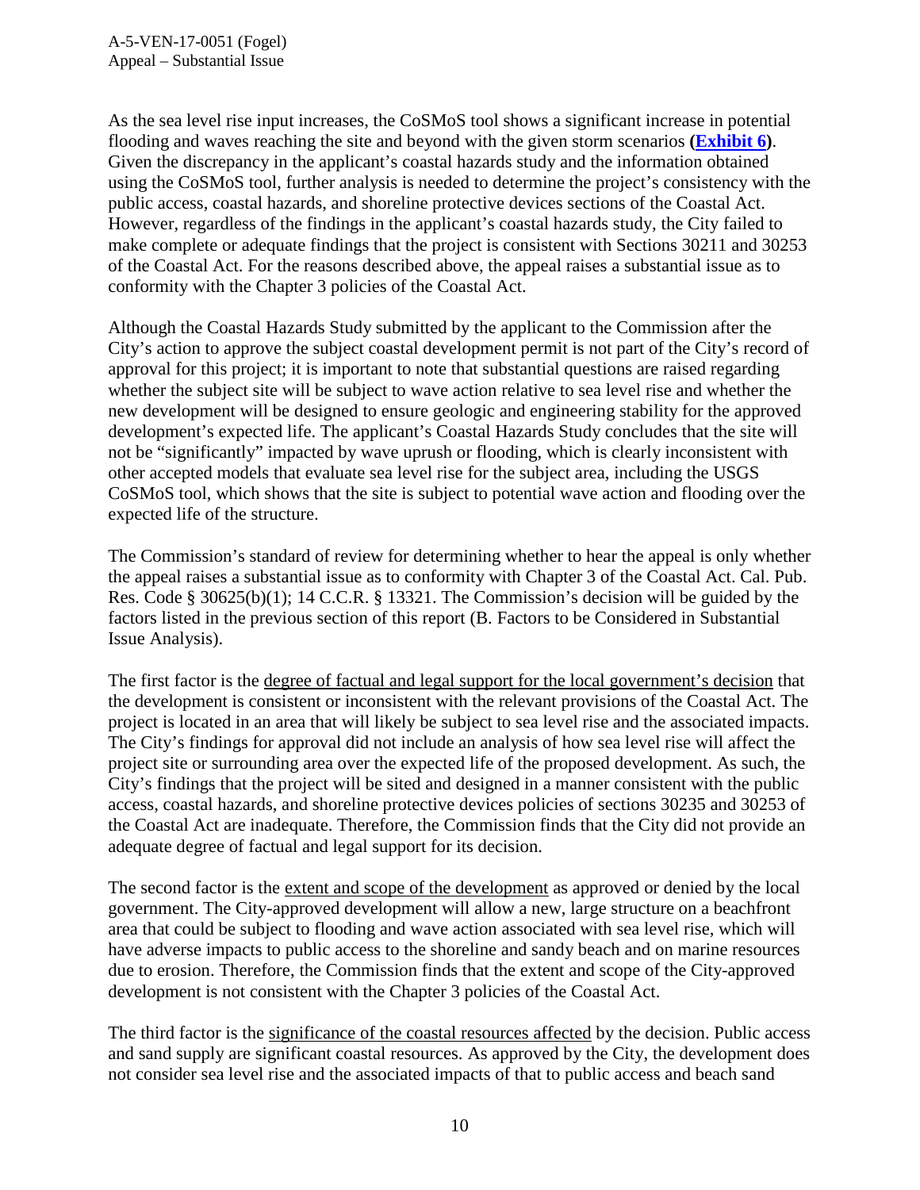As the sea level rise input increases, the CoSMoS tool shows a significant increase in potential flooding and waves reaching the site and beyond with the given storm scenarios **(Exhibit 6)**. Given the discrepancy in the applicant's coastal hazards study and the information obtained using the CoSMoS tool, further analysis is needed to determine the project's consistency with the public access, coastal hazards, and shoreline protective devices sections of the Coastal Act. However, regardless of the findings in the applicant's coastal hazards study, the City failed to make complete or adequate findings that the project is consistent with Sections 30211 and 30253 of the Coastal Act. For the reasons described above, the appeal raises a substantial issue as to conformity with the Chapter 3 policies of the Coastal Act.

Although the Coastal Hazards Study submitted by the applicant to the Commission after the City's action to approve the subject coastal development permit is not part of the City's record of approval for this project; it is important to note that substantial questions are raised regarding whether the subject site will be subject to wave action relative to sea level rise and whether the new development will be designed to ensure geologic and engineering stability for the approved development's expected life. The applicant's Coastal Hazards Study concludes that the site will not be "significantly" impacted by wave uprush or flooding, which is clearly inconsistent with other accepted models that evaluate sea level rise for the subject area, including the USGS CoSMoS tool, which shows that the site is subject to potential wave action and flooding over the expected life of the structure.

The Commission's standard of review for determining whether to hear the appeal is only whether the appeal raises a substantial issue as to conformity with Chapter 3 of the Coastal Act. Cal. Pub. Res. Code § 30625(b)(1); 14 C.C.R. § 13321. The Commission's decision will be guided by the factors listed in the previous section of this report (B. Factors to be Considered in Substantial Issue Analysis).

The first factor is the degree of factual and legal support for the local government's decision that the development is consistent or inconsistent with the relevant provisions of the Coastal Act. The project is located in an area that will likely be subject to sea level rise and the associated impacts. The City's findings for approval did not include an analysis of how sea level rise will affect the project site or surrounding area over the expected life of the proposed development. As such, the City's findings that the project will be sited and designed in a manner consistent with the public access, coastal hazards, and shoreline protective devices policies of sections 30235 and 30253 of the Coastal Act are inadequate. Therefore, the Commission finds that the City did not provide an adequate degree of factual and legal support for its decision.

The second factor is the extent and scope of the development as approved or denied by the local government. The City-approved development will allow a new, large structure on a beachfront area that could be subject to flooding and wave action associated with sea level rise, which will have adverse impacts to public access to the shoreline and sandy beach and on marine resources due to erosion. Therefore, the Commission finds that the extent and scope of the City-approved development is not consistent with the Chapter 3 policies of the Coastal Act.

The third factor is the significance of the coastal resources affected by the decision. Public access and sand supply are significant coastal resources. As approved by the City, the development does not consider sea level rise and the associated impacts of that to public access and beach sand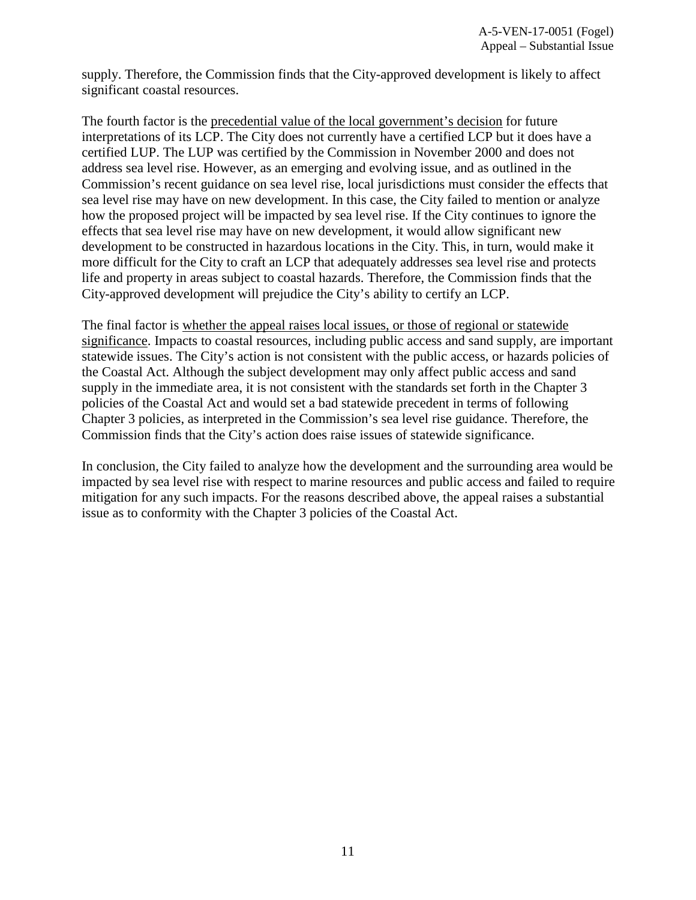supply. Therefore, the Commission finds that the City-approved development is likely to affect significant coastal resources.

The fourth factor is the <u>precedential value of the local government's decision</u> for future interpretations of its LCP. The City does not currently have a certified LCP but it does have a certified LUP. The LUP was certified by the Commission in November 2000 and does not address sea level rise. However, as an emerging and evolving issue, and as outlined in the Commission's recent guidance on sea level rise, local jurisdictions must consider the effects that sea level rise may have on new development. In this case, the City failed to mention or analyze how the proposed project will be impacted by sea level rise. If the City continues to ignore the effects that sea level rise may have on new development, it would allow significant new development to be constructed in hazardous locations in the City. This, in turn, would make it more difficult for the City to craft an LCP that adequately addresses sea level rise and protects life and property in areas subject to coastal hazards. Therefore, the Commission finds that the City-approved development will prejudice the City's ability to certify an LCP.

The final factor is <u>whether the appeal raises local issues, or those of regional or statewide significance</u>. Impacts to coastal resources, including public access and sand supply, are important statewide issues. The City's action is not consistent with the public access, or hazards policies of the Coastal Act. Although the subject development may only affect public access and sand supply in the immediate area, it is not consistent with the standards set forth in the Chapter 3 policies of the Coastal Act and would set a bad statewide precedent in terms of following Chapter 3 policies, as interpreted in the Commission's sea level rise guidance. Therefore, the Commission finds that the City's action does raise issues of statewide significance.

In conclusion, the City failed to analyze how the development and the surrounding area would be impacted by sea level rise with respect to marine resources and public access and failed to require mitigation for any such impacts. For the reasons described above, the appeal raises a substantial issue as to conformity with the Chapter 3 policies of the Coastal Act.